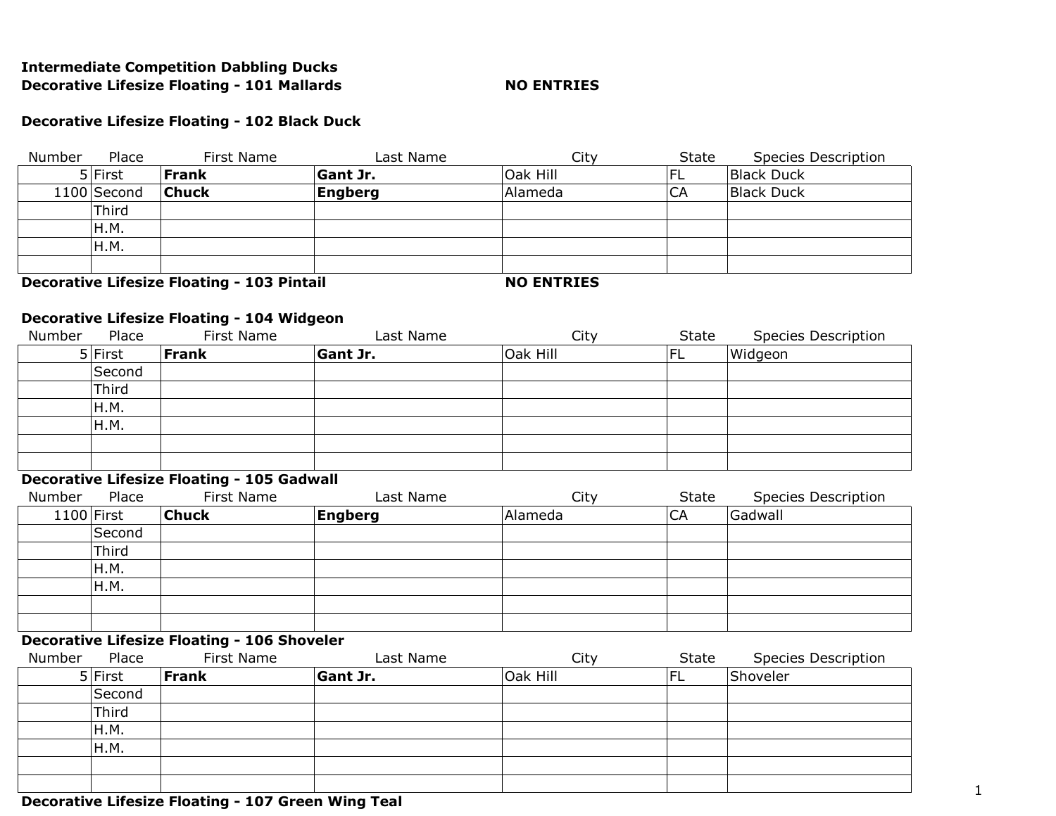**Intermediate Competition Dabbling Ducks**

**Decorative Lifesize Floating - 101 Mallards** **NO ENTRIES**

**Decorative Lifesize Floating - 102 Black Duck**

| Number | Place | First Name | Last Name | City | State | Species Description |
|---|---|---|---|---|---|---|
| 5 | First | **Frank** | **Gant Jr.** | Oak Hill | FL | Black Duck |
| 1100 | Second | **Chuck** | **Engberg** | Alameda | CA | Black Duck |
| | Third | | | | | |
| | H.M. | | | | | |
| | H.M. | | | | | |
| | | | | | | |

**Decorative Lifesize Floating - 103 Pintail** **NO ENTRIES**

**Decorative Lifesize Floating - 104 Widgeon**

| Number | Place | First Name | Last Name | City | State | Species Description |
|---|---|---|---|---|---|---|
| 5 | First | **Frank** | **Gant Jr.** | Oak Hill | FL | Widgeon |
| | Second | | | | | |
| | Third | | | | | |
| | H.M. | | | | | |
| | H.M. | | | | | |
| | | | | | | |
| | | | | | | |

**Decorative Lifesize Floating - 105 Gadwall**

| Number | Place | First Name | Last Name | City | State | Species Description |
|---|---|---|---|---|---|---|
| 1100 | First | **Chuck** | **Engberg** | Alameda | CA | Gadwall |
| | Second | | | | | |
| | Third | | | | | |
| | H.M. | | | | | |
| | H.M. | | | | | |
| | | | | | | |
| | | | | | | |

**Decorative Lifesize Floating - 106 Shoveler**

| Number | Place | First Name | Last Name | City | State | Species Description |
|---|---|---|---|---|---|---|
| 5 | First | **Frank** | **Gant Jr.** | Oak Hill | FL | Shoveler |
| | Second | | | | | |
| | Third | | | | | |
| | H.M. | | | | | |
| | H.M. | | | | | |
| | | | | | | |
| | | | | | | |

**Decorative Lifesize Floating - 107 Green Wing Teal**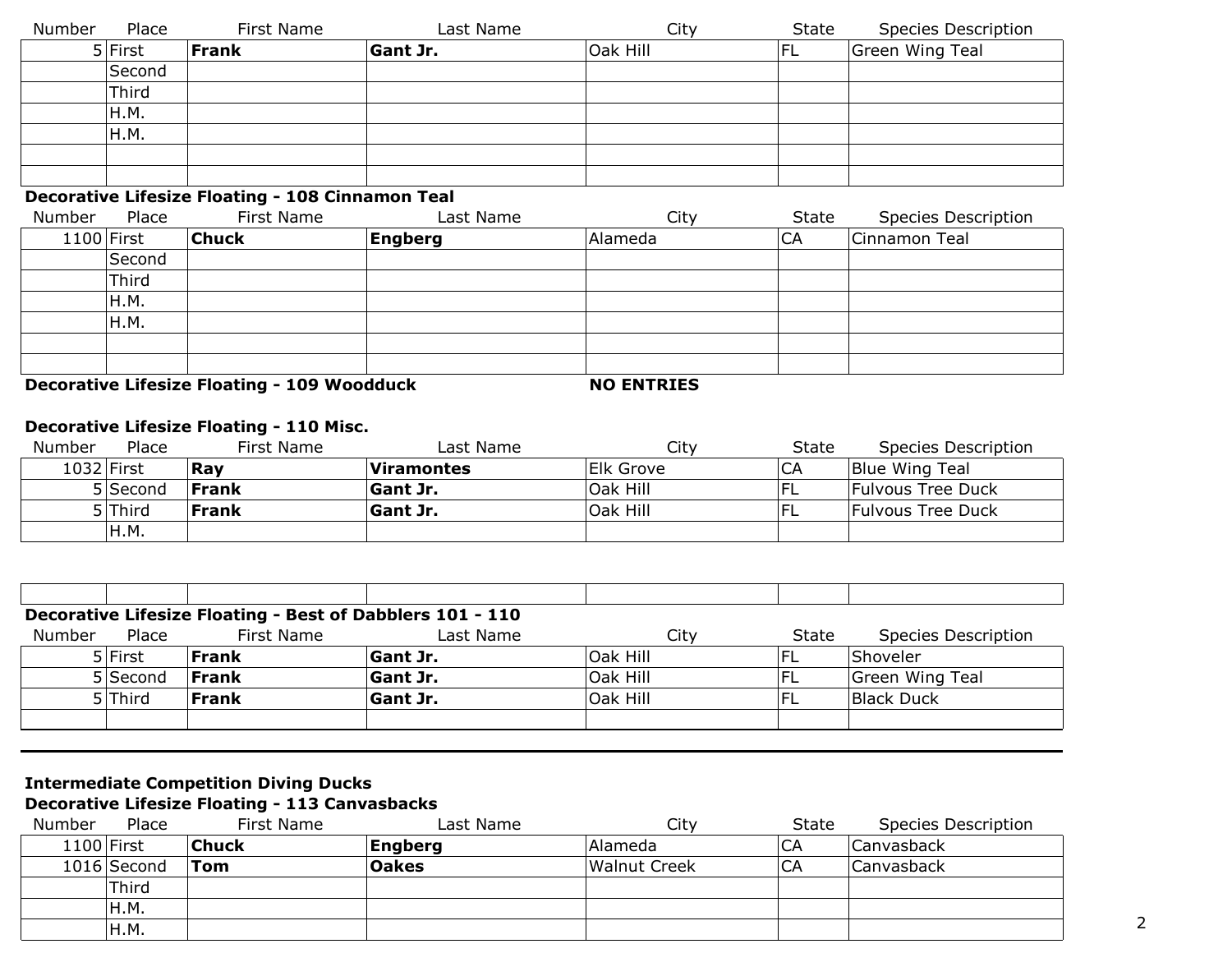| Number | Place | First Name | Last Name | City | State | Species Description |
|---|---|---|---|---|---|---|
| 5 | First | **Frank** | **Gant Jr.** | Oak Hill | FL | Green Wing Teal |
| | Second | | | | | |
| | Third | | | | | |
| | H.M. | | | | | |
| | H.M. | | | | | |
| | | | | | | |
| | | | | | | |

**Decorative Lifesize Floating - 108 Cinnamon Teal**

| Number | Place | First Name | Last Name | City | State | Species Description |
|---|---|---|---|---|---|---|
| 1100 | First | **Chuck** | **Engberg** | Alameda | CA | Cinnamon Teal |
| | Second | | | | | |
| | Third | | | | | |
| | H.M. | | | | | |
| | H.M. | | | | | |
| | | | | | | |
| | | | | | | |

**Decorative Lifesize Floating - 109 Woodduck** **NO ENTRIES**

**Decorative Lifesize Floating - 110 Misc.**

| Number | Place | First Name | Last Name | City | State | Species Description |
|---|---|---|---|---|---|---|
| 1032 | First | **Ray** | **Viramontes** | Elk Grove | CA | Blue Wing Teal |
| 5 | Second | **Frank** | **Gant Jr.** | Oak Hill | FL | Fulvous Tree Duck |
| 5 | Third | **Frank** | **Gant Jr.** | Oak Hill | FL | Fulvous Tree Duck |
| | H.M. | | | | | |
| | | | | | | |

**Decorative Lifesize Floating - Best of Dabblers 101 - 110**

| Number | Place | First Name | Last Name | City | State | Species Description |
|---|---|---|---|---|---|---|
| 5 | First | **Frank** | **Gant Jr.** | Oak Hill | FL | Shoveler |
| 5 | Second | **Frank** | **Gant Jr.** | Oak Hill | FL | Green Wing Teal |
| 5 | Third | **Frank** | **Gant Jr.** | Oak Hill | FL | Black Duck |
| | | | | | | |

**Intermediate Competition Diving Ducks**

**Decorative Lifesize Floating - 113 Canvasbacks**

| Number | Place | First Name | Last Name | City | State | Species Description |
|---|---|---|---|---|---|---|
| 1100 | First | **Chuck** | **Engberg** | Alameda | CA | Canvasback |
| 1016 | Second | **Tom** | **Oakes** | Walnut Creek | CA | Canvasback |
| | Third | | | | | |
| | H.M. | | | | | |
| | H.M. | | | | | |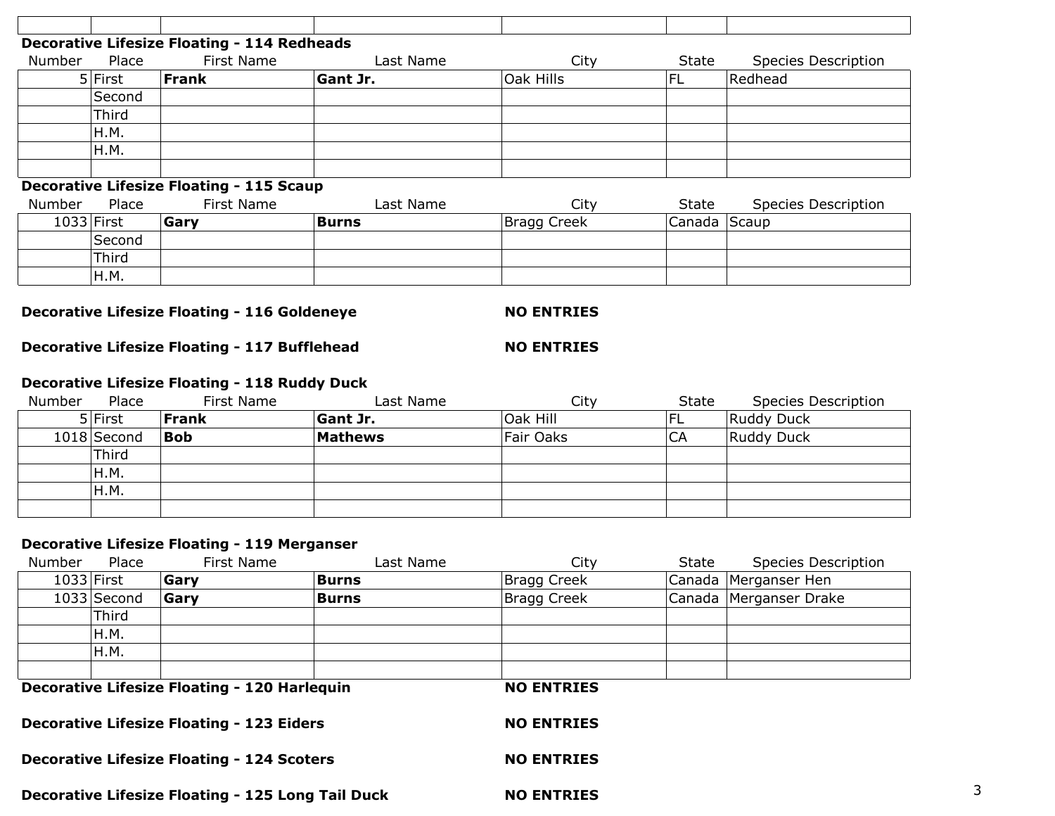### Decorative Lifesize Floating - 114 Redheads

| Number | Place | First Name | Last Name | City | State | Species Description |
|---|---|---|---|---|---|---|
| 5 | First | **Frank** | **Gant Jr.** | Oak Hills | FL | Redhead |
| | Second | | | | | |
| | Third | | | | | |
| | H.M. | | | | | |
| | H.M. | | | | | |
| | | | | | | |

### Decorative Lifesize Floating - 115 Scaup

| Number | Place | First Name | Last Name | City | State | Species Description |
|---|---|---|---|---|---|---|
| 1033 | First | **Gary** | **Burns** | Bragg Creek | Canada | Scaup |
| | Second | | | | | |
| | Third | | | | | |
| | H.M. | | | | | |

**Decorative Lifesize Floating - 116 Goldeneye** **NO ENTRIES**

**Decorative Lifesize Floating - 117 Bufflehead** **NO ENTRIES**

### Decorative Lifesize Floating - 118 Ruddy Duck

| Number | Place | First Name | Last Name | City | State | Species Description |
|---|---|---|---|---|---|---|
| 5 | First | **Frank** | **Gant Jr.** | Oak Hill | FL | Ruddy Duck |
| 1018 | Second | **Bob** | **Mathews** | Fair Oaks | CA | Ruddy Duck |
| | Third | | | | | |
| | H.M. | | | | | |
| | H.M. | | | | | |
| | | | | | | |

### Decorative Lifesize Floating - 119 Merganser

| Number | Place | First Name | Last Name | City | State | Species Description |
|---|---|---|---|---|---|---|
| 1033 | First | **Gary** | **Burns** | Bragg Creek | Canada | Merganser Hen |
| 1033 | Second | **Gary** | **Burns** | Bragg Creek | Canada | Merganser Drake |
| | Third | | | | | |
| | H.M. | | | | | |
| | H.M. | | | | | |
| | | | | | | |

**Decorative Lifesize Floating - 120 Harlequin** **NO ENTRIES**

**Decorative Lifesize Floating - 123 Eiders** **NO ENTRIES**

**Decorative Lifesize Floating - 124 Scoters** **NO ENTRIES**

**Decorative Lifesize Floating - 125 Long Tail Duck** **NO ENTRIES**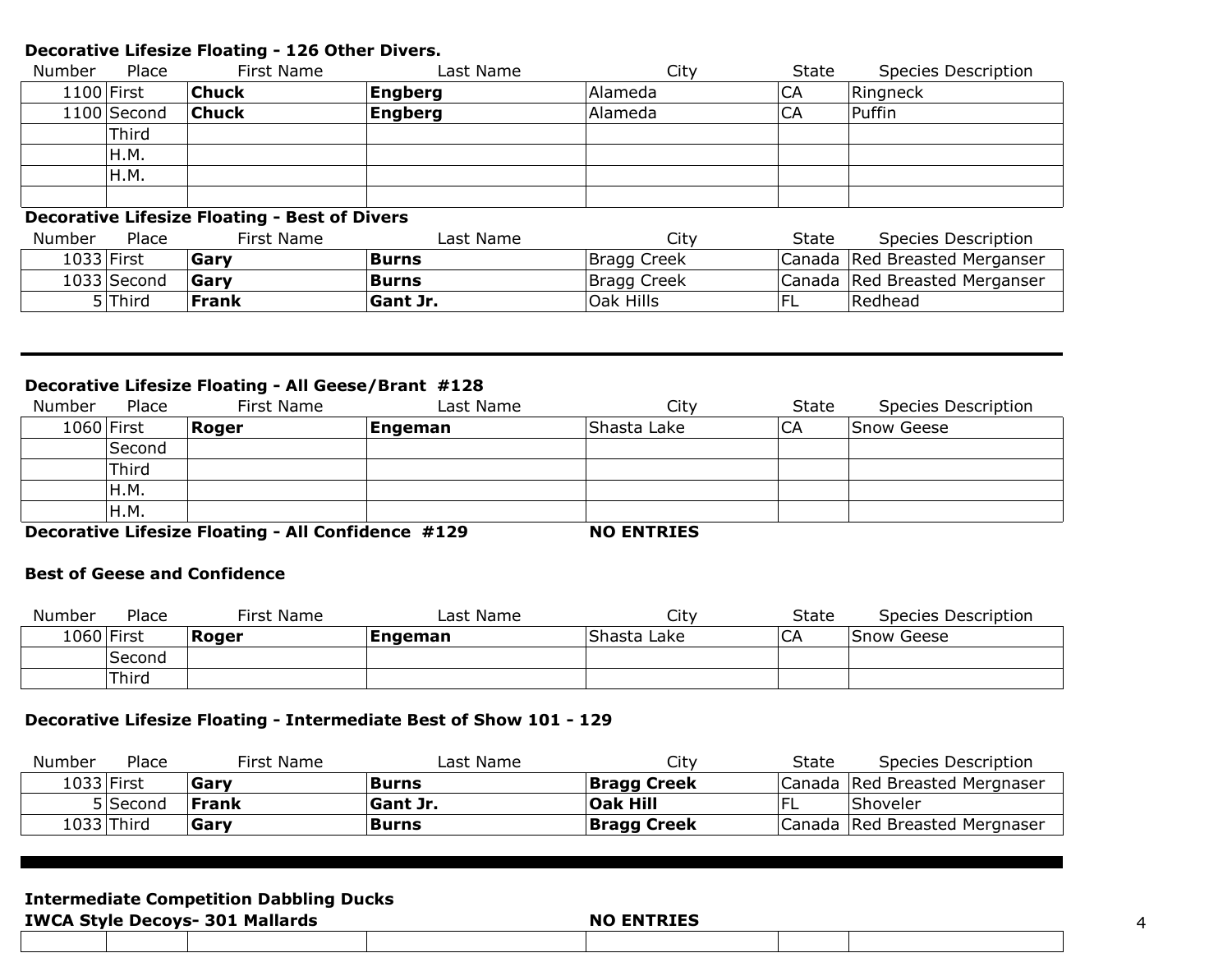**Decorative Lifesize Floating - 126 Other Divers.**

| Number | Place | First Name | Last Name | City | State | Species Description |
|---|---|---|---|---|---|---|
| 1100 | First | **Chuck** | **Engberg** | Alameda | CA | Ringneck |
| 1100 | Second | **Chuck** | **Engberg** | Alameda | CA | Puffin |
| | Third | | | | | |
| | H.M. | | | | | |
| | H.M. | | | | | |
| | | | | | | |

**Decorative Lifesize Floating - Best of Divers**

| Number | Place | First Name | Last Name | City | State | Species Description |
|---|---|---|---|---|---|---|
| 1033 | First | **Gary** | **Burns** | Bragg Creek | Canada | Red Breasted Merganser |
| 1033 | Second | **Gary** | **Burns** | Bragg Creek | Canada | Red Breasted Merganser |
| 5 | Third | **Frank** | **Gant Jr.** | Oak Hills | FL | Redhead |

---

**Decorative Lifesize Floating - All Geese/Brant #128**

| Number | Place | First Name | Last Name | City | State | Species Description |
|---|---|---|---|---|---|---|
| 1060 | First | **Roger** | **Engeman** | Shasta Lake | CA | Snow Geese |
| | Second | | | | | |
| | Third | | | | | |
| | H.M. | | | | | |
| | H.M. | | | | | |

**Decorative Lifesize Floating - All Confidence #129** **NO ENTRIES**

**Best of Geese and Confidence**

| Number | Place | First Name | Last Name | City | State | Species Description |
|---|---|---|---|---|---|---|
| 1060 | First | **Roger** | **Engeman** | Shasta Lake | CA | Snow Geese |
| | Second | | | | | |
| | Third | | | | | |

**Decorative Lifesize Floating - Intermediate Best of Show 101 - 129**

| Number | Place | First Name | Last Name | City | State | Species Description |
|---|---|---|---|---|---|---|
| 1033 | First | **Gary** | **Burns** | **Bragg Creek** | Canada | Red Breasted Mergnaser |
| 5 | Second | **Frank** | **Gant Jr.** | **Oak Hill** | FL | Shoveler |
| 1033 | Third | **Gary** | **Burns** | **Bragg Creek** | Canada | Red Breasted Mergnaser |

---

**Intermediate Competition Dabbling Ducks**

**IWCA Style Decoys- 301 Mallards** **NO ENTRIES**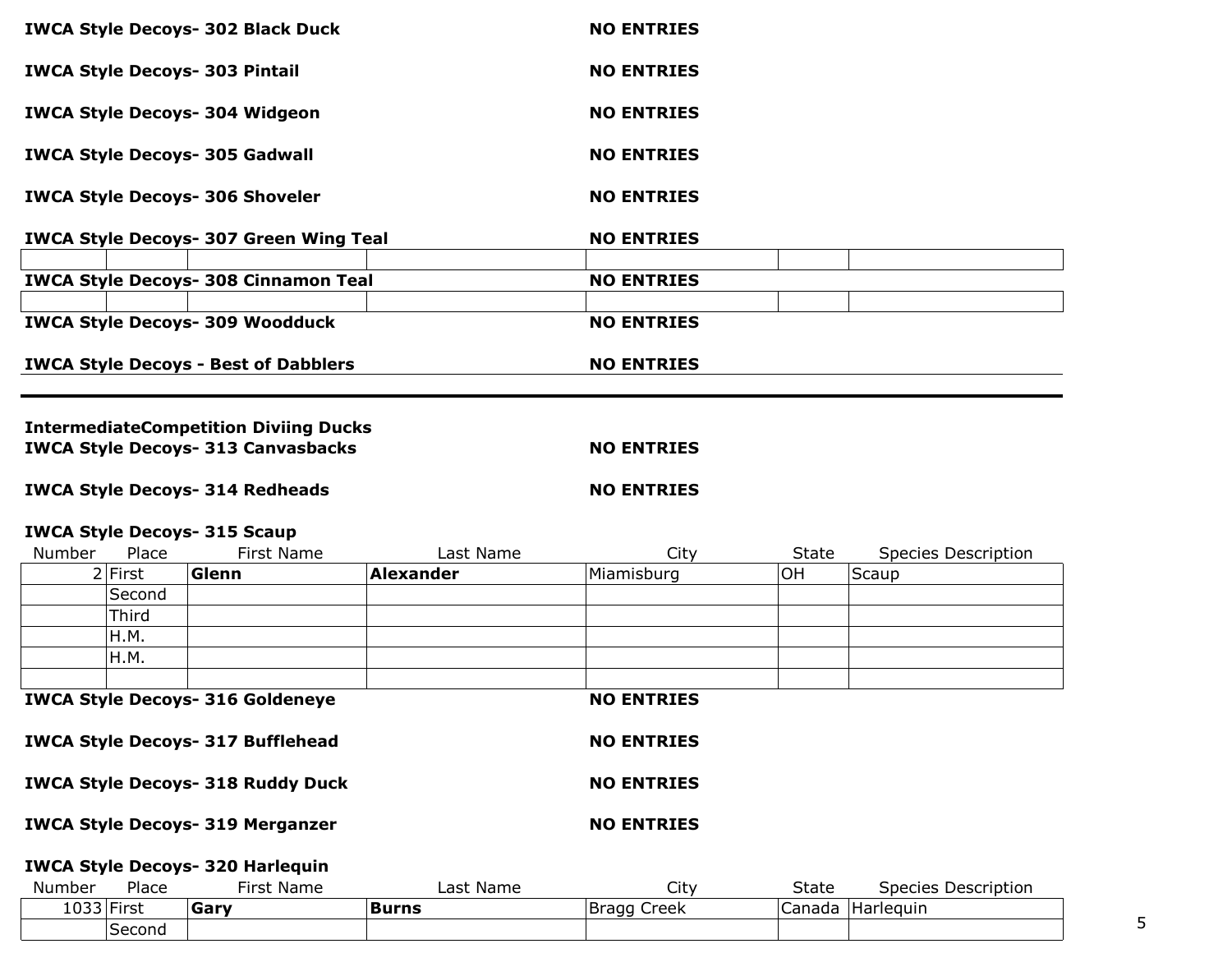**IWCA Style Decoys- 302 Black Duck** **NO ENTRIES**

**IWCA Style Decoys- 303 Pintail** **NO ENTRIES**

**IWCA Style Decoys- 304 Widgeon** **NO ENTRIES**

**IWCA Style Decoys- 305 Gadwall** **NO ENTRIES**

**IWCA Style Decoys- 306 Shoveler** **NO ENTRIES**

**IWCA Style Decoys- 307 Green Wing Teal** **NO ENTRIES**

**IWCA Style Decoys- 308 Cinnamon Teal** **NO ENTRIES**

**IWCA Style Decoys- 309 Woodduck** **NO ENTRIES**

**IWCA Style Decoys - Best of Dabblers** **NO ENTRIES**

---

**IntermediateCompetition Diviing Ducks**

**IWCA Style Decoys- 313 Canvasbacks** **NO ENTRIES**

**IWCA Style Decoys- 314 Redheads** **NO ENTRIES**

**IWCA Style Decoys- 315 Scaup**

| Number | Place | First Name | Last Name | City | State | Species Description |
|---|---|---|---|---|---|---|
| 2 | First | **Glenn** | **Alexander** | Miamisburg | OH | Scaup |
| | Second | | | | | |
| | Third | | | | | |
| | H.M. | | | | | |
| | H.M. | | | | | |
| | | | | | | |

**IWCA Style Decoys- 316 Goldeneye** **NO ENTRIES**

**IWCA Style Decoys- 317 Bufflehead** **NO ENTRIES**

**IWCA Style Decoys- 318 Ruddy Duck** **NO ENTRIES**

**IWCA Style Decoys- 319 Merganzer** **NO ENTRIES**

**IWCA Style Decoys- 320 Harlequin**

| Number | Place | First Name | Last Name | City | State | Species Description |
|---|---|---|---|---|---|---|
| 1033 | First | **Gary** | **Burns** | Bragg Creek | Canada | Harlequin |
| | Second | | | | | |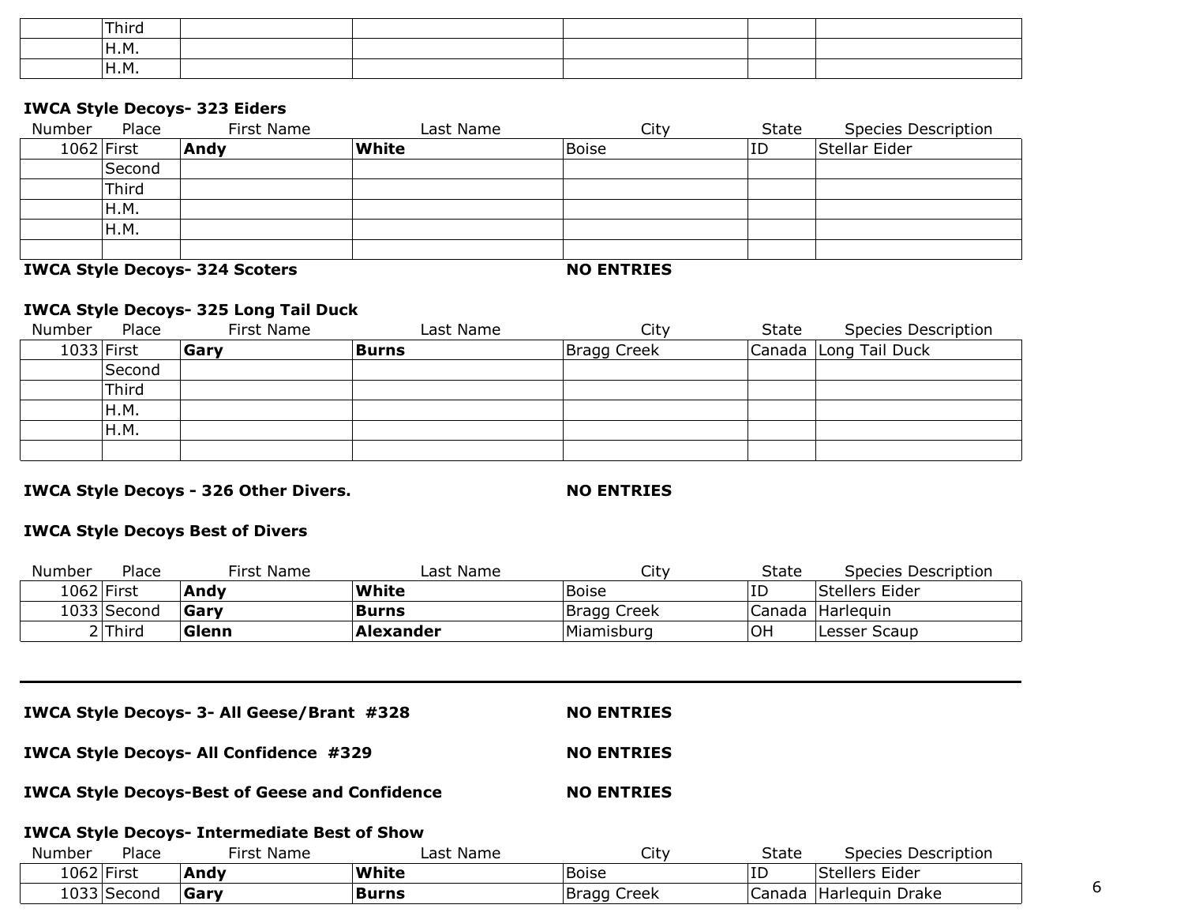| Number | Place | First Name | Last Name | City | State | Species Description |
|---|---|---|---|---|---|---|
| | Third | | | | | |
| | H.M. | | | | | |
| | H.M. | | | | | |

**IWCA Style Decoys- 323 Eiders**

| Number | Place | First Name | Last Name | City | State | Species Description |
|---|---|---|---|---|---|---|
| 1062 | First | **Andy** | **White** | Boise | ID | Stellar Eider |
| | Second | | | | | |
| | Third | | | | | |
| | H.M. | | | | | |
| | H.M. | | | | | |
| | | | | | | |

**IWCA Style Decoys- 324 Scoters** **NO ENTRIES**

**IWCA Style Decoys- 325 Long Tail Duck**

| Number | Place | First Name | Last Name | City | State | Species Description |
|---|---|---|---|---|---|---|
| 1033 | First | **Gary** | **Burns** | Bragg Creek | Canada | Long Tail Duck |
| | Second | | | | | |
| | Third | | | | | |
| | H.M. | | | | | |
| | H.M. | | | | | |
| | | | | | | |

**IWCA Style Decoys - 326 Other Divers.** **NO ENTRIES**

**IWCA Style Decoys Best of Divers**

| Number | Place | First Name | Last Name | City | State | Species Description |
|---|---|---|---|---|---|---|
| 1062 | First | **Andy** | **White** | Boise | ID | Stellers Eider |
| 1033 | Second | **Gary** | **Burns** | Bragg Creek | Canada | Harlequin |
| 2 | Third | **Glenn** | **Alexander** | Miamisburg | OH | Lesser Scaup |

---

**IWCA Style Decoys- 3- All Geese/Brant #328** **NO ENTRIES**

**IWCA Style Decoys- All Confidence #329** **NO ENTRIES**

**IWCA Style Decoys-Best of Geese and Confidence** **NO ENTRIES**

**IWCA Style Decoys- Intermediate Best of Show**

| Number | Place | First Name | Last Name | City | State | Species Description |
|---|---|---|---|---|---|---|
| 1062 | First | **Andy** | **White** | Boise | ID | Stellers Eider |
| 1033 | Second | **Gary** | **Burns** | Bragg Creek | Canada | Harlequin Drake |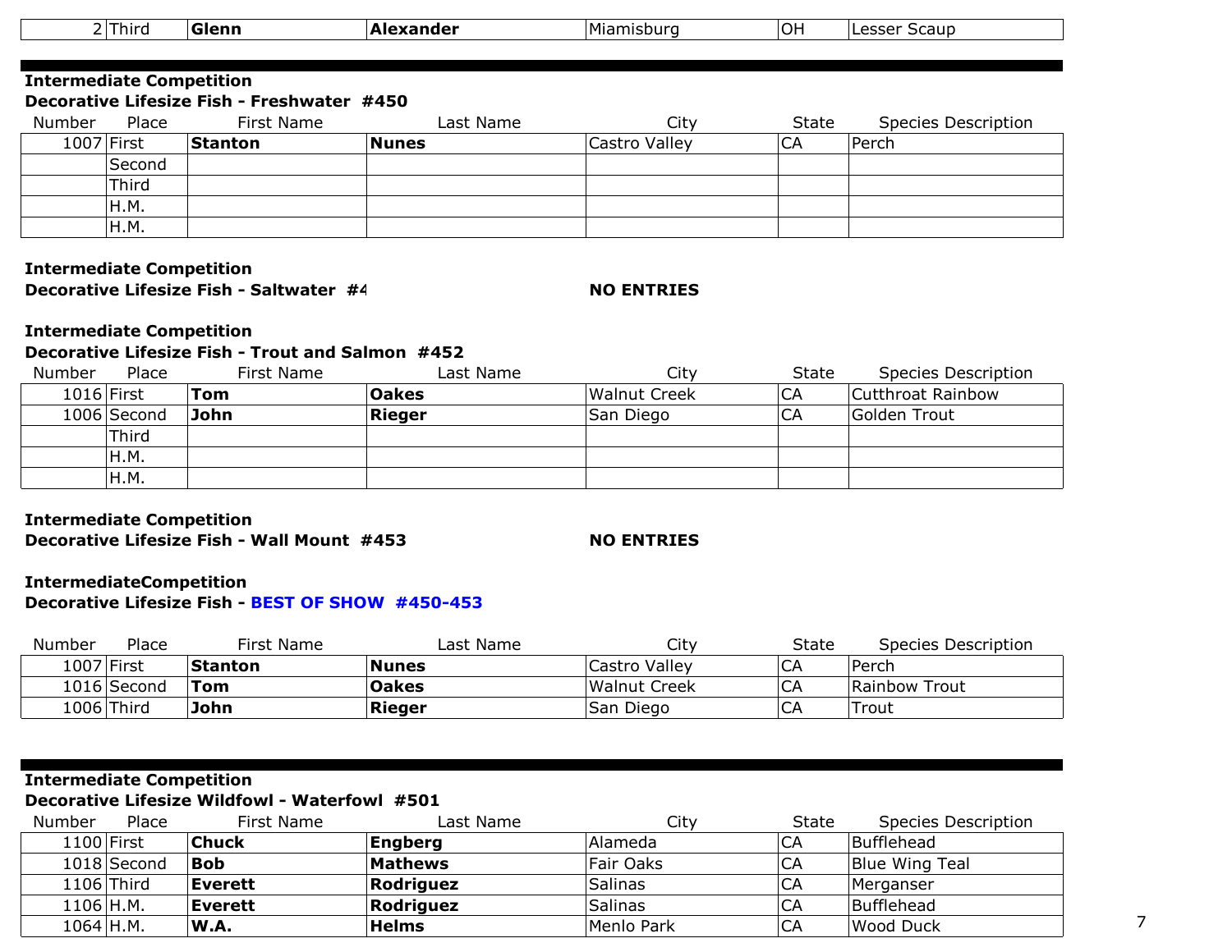| Number | Place | First Name | Last Name | City | State | Species Description |
|---|---|---|---|---|---|---|
| 2 | Third | **Glenn** | **Alexander** | Miamisburg | OH | Lesser Scaup |

**Intermediate Competition**
**Decorative Lifesize Fish - Freshwater #450**

| Number | Place | First Name | Last Name | City | State | Species Description |
|---|---|---|---|---|---|---|
| 1007 | First | **Stanton** | **Nunes** | Castro Valley | CA | Perch |
| | Second | | | | | |
| | Third | | | | | |
| | H.M. | | | | | |
| | H.M. | | | | | |

**Intermediate Competition**
**Decorative Lifesize Fish - Saltwater #4** **NO ENTRIES**

**Intermediate Competition**
**Decorative Lifesize Fish - Trout and Salmon #452**

| Number | Place | First Name | Last Name | City | State | Species Description |
|---|---|---|---|---|---|---|
| 1016 | First | **Tom** | **Oakes** | Walnut Creek | CA | Cutthroat Rainbow |
| 1006 | Second | **John** | **Rieger** | San Diego | CA | Golden Trout |
| | Third | | | | | |
| | H.M. | | | | | |
| | H.M. | | | | | |

**Intermediate Competition**
**Decorative Lifesize Fish - Wall Mount #453** **NO ENTRIES**

**IntermediateCompetition**
**Decorative Lifesize Fish - BEST OF SHOW #450-453**

| Number | Place | First Name | Last Name | City | State | Species Description |
|---|---|---|---|---|---|---|
| 1007 | First | **Stanton** | **Nunes** | Castro Valley | CA | Perch |
| 1016 | Second | **Tom** | **Oakes** | Walnut Creek | CA | Rainbow Trout |
| 1006 | Third | **John** | **Rieger** | San Diego | CA | Trout |

**Intermediate Competition**
**Decorative Lifesize Wildfowl - Waterfowl #501**

| Number | Place | First Name | Last Name | City | State | Species Description |
|---|---|---|---|---|---|---|
| 1100 | First | **Chuck** | **Engberg** | Alameda | CA | Bufflehead |
| 1018 | Second | **Bob** | **Mathews** | Fair Oaks | CA | Blue Wing Teal |
| 1106 | Third | **Everett** | **Rodriguez** | Salinas | CA | Merganser |
| 1106 | H.M. | **Everett** | **Rodriguez** | Salinas | CA | Bufflehead |
| 1064 | H.M. | **W.A.** | **Helms** | Menlo Park | CA | Wood Duck |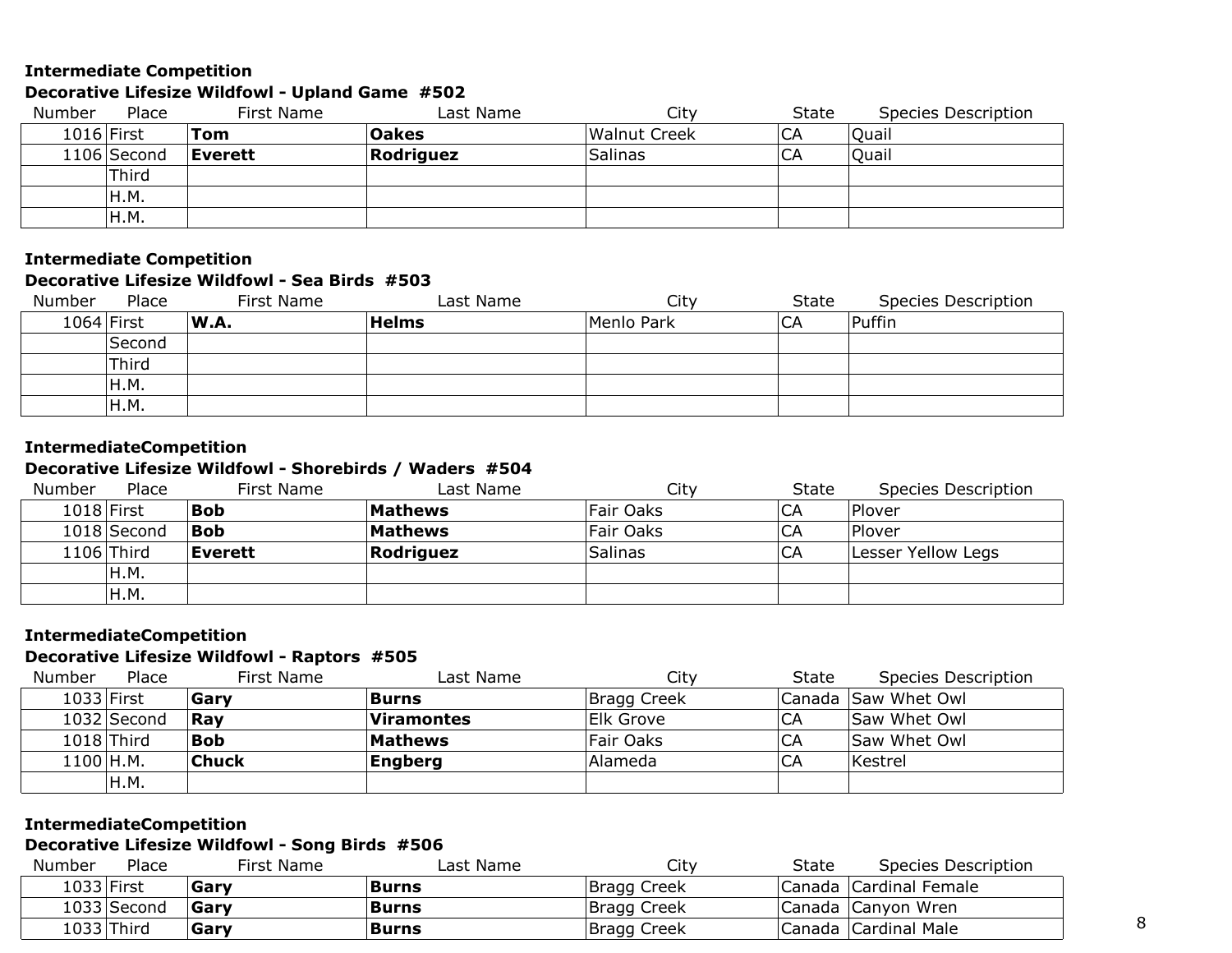**Intermediate Competition**

**Decorative Lifesize Wildfowl - Upland Game #502**

| Number | Place | First Name | Last Name | City | State | Species Description |
|---|---|---|---|---|---|---|
| 1016 | First | **Tom** | **Oakes** | Walnut Creek | CA | Quail |
| 1106 | Second | **Everett** | **Rodriguez** | Salinas | CA | Quail |
| | Third | | | | | |
| | H.M. | | | | | |
| | H.M. | | | | | |

**Intermediate Competition**

**Decorative Lifesize Wildfowl - Sea Birds #503**

| Number | Place | First Name | Last Name | City | State | Species Description |
|---|---|---|---|---|---|---|
| 1064 | First | **W.A.** | **Helms** | Menlo Park | CA | Puffin |
| | Second | | | | | |
| | Third | | | | | |
| | H.M. | | | | | |
| | H.M. | | | | | |

**IntermediateCompetition**

**Decorative Lifesize Wildfowl - Shorebirds / Waders #504**

| Number | Place | First Name | Last Name | City | State | Species Description |
|---|---|---|---|---|---|---|
| 1018 | First | **Bob** | **Mathews** | Fair Oaks | CA | Plover |
| 1018 | Second | **Bob** | **Mathews** | Fair Oaks | CA | Plover |
| 1106 | Third | **Everett** | **Rodriguez** | Salinas | CA | Lesser Yellow Legs |
| | H.M. | | | | | |
| | H.M. | | | | | |

**IntermediateCompetition**

**Decorative Lifesize Wildfowl - Raptors #505**

| Number | Place | First Name | Last Name | City | State | Species Description |
|---|---|---|---|---|---|---|
| 1033 | First | **Gary** | **Burns** | Bragg Creek | Canada | Saw Whet Owl |
| 1032 | Second | **Ray** | **Viramontes** | Elk Grove | CA | Saw Whet Owl |
| 1018 | Third | **Bob** | **Mathews** | Fair Oaks | CA | Saw Whet Owl |
| 1100 | H.M. | **Chuck** | **Engberg** | Alameda | CA | Kestrel |
| | H.M. | | | | | |

**IntermediateCompetition**

**Decorative Lifesize Wildfowl - Song Birds #506**

| Number | Place | First Name | Last Name | City | State | Species Description |
|---|---|---|---|---|---|---|
| 1033 | First | **Gary** | **Burns** | Bragg Creek | Canada | Cardinal Female |
| 1033 | Second | **Gary** | **Burns** | Bragg Creek | Canada | Canyon Wren |
| 1033 | Third | **Gary** | **Burns** | Bragg Creek | Canada | Cardinal Male |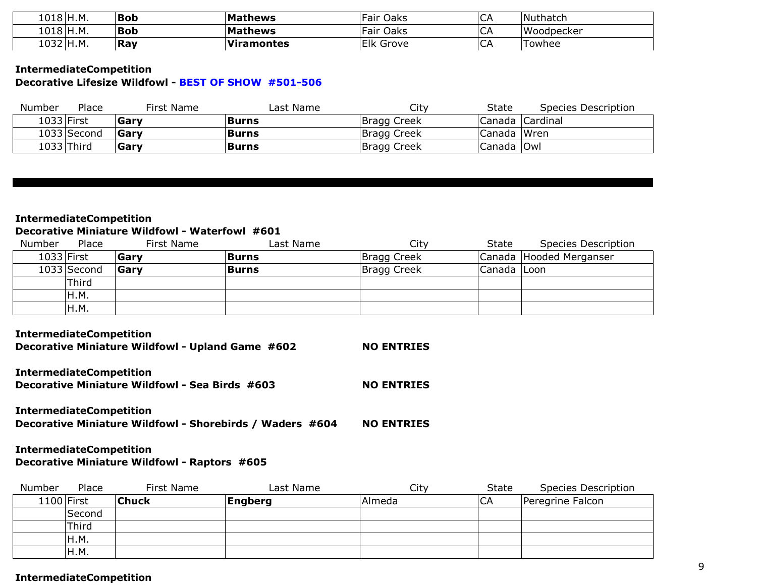| | | | | | | |
|---|---|---|---|---|---|---|
| 1018 | H.M. | **Bob** | **Mathews** | Fair Oaks | CA | Nuthatch |
| 1018 | H.M. | **Bob** | **Mathews** | Fair Oaks | CA | Woodpecker |
| 1032 | H.M. | **Ray** | **Viramontes** | Elk Grove | CA | Towhee |

**IntermediateCompetition**
**Decorative Lifesize Wildfowl - BEST OF SHOW #501-506**

| Number | Place | First Name | Last Name | City | State | Species Description |
|---|---|---|---|---|---|---|
| 1033 | First | **Gary** | **Burns** | Bragg Creek | Canada | Cardinal |
| 1033 | Second | **Gary** | **Burns** | Bragg Creek | Canada | Wren |
| 1033 | Third | **Gary** | **Burns** | Bragg Creek | Canada | Owl |

**IntermediateCompetition**
**Decorative Miniature Wildfowl - Waterfowl #601**

| Number | Place | First Name | Last Name | City | State | Species Description |
|---|---|---|---|---|---|---|
| 1033 | First | **Gary** | **Burns** | Bragg Creek | Canada | Hooded Merganser |
| 1033 | Second | **Gary** | **Burns** | Bragg Creek | Canada | Loon |
| | Third | | | | | |
| | H.M. | | | | | |
| | H.M. | | | | | |

**IntermediateCompetition**
**Decorative Miniature Wildfowl - Upland Game #602** **NO ENTRIES**

**IntermediateCompetition**
**Decorative Miniature Wildfowl - Sea Birds #603** **NO ENTRIES**

**IntermediateCompetition**
**Decorative Miniature Wildfowl - Shorebirds / Waders #604** **NO ENTRIES**

**IntermediateCompetition**
**Decorative Miniature Wildfowl - Raptors #605**

| Number | Place | First Name | Last Name | City | State | Species Description |
|---|---|---|---|---|---|---|
| 1100 | First | **Chuck** | **Engberg** | Almeda | CA | Peregrine Falcon |
| | Second | | | | | |
| | Third | | | | | |
| | H.M. | | | | | |
| | H.M. | | | | | |

**IntermediateCompetition**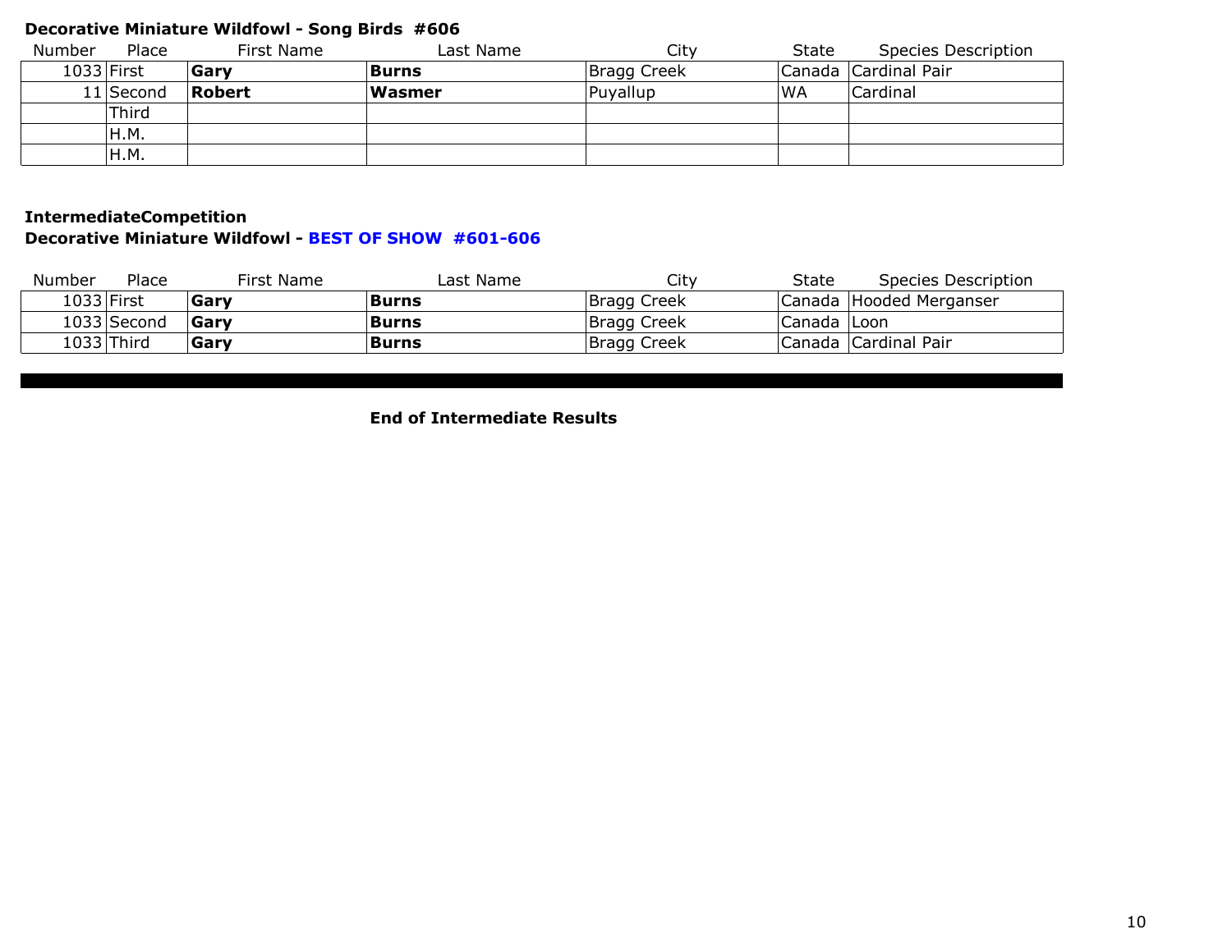### Decorative Miniature Wildfowl - Song Birds #606

| Number | Place | First Name | Last Name | City | State | Species Description |
|---|---|---|---|---|---|---|
| 1033 | First | **Gary** | **Burns** | Bragg Creek | Canada | Cardinal Pair |
| 11 | Second | **Robert** | **Wasmer** | Puyallup | WA | Cardinal |
| | Third | | | | | |
| | H.M. | | | | | |
| | H.M. | | | | | |

### IntermediateCompetition
### Decorative Miniature Wildfowl - BEST OF SHOW #601-606

| Number | Place | First Name | Last Name | City | State | Species Description |
|---|---|---|---|---|---|---|
| 1033 | First | **Gary** | **Burns** | Bragg Creek | Canada | Hooded Merganser |
| 1033 | Second | **Gary** | **Burns** | Bragg Creek | Canada | Loon |
| 1033 | Third | **Gary** | **Burns** | Bragg Creek | Canada | Cardinal Pair |

**End of Intermediate Results**